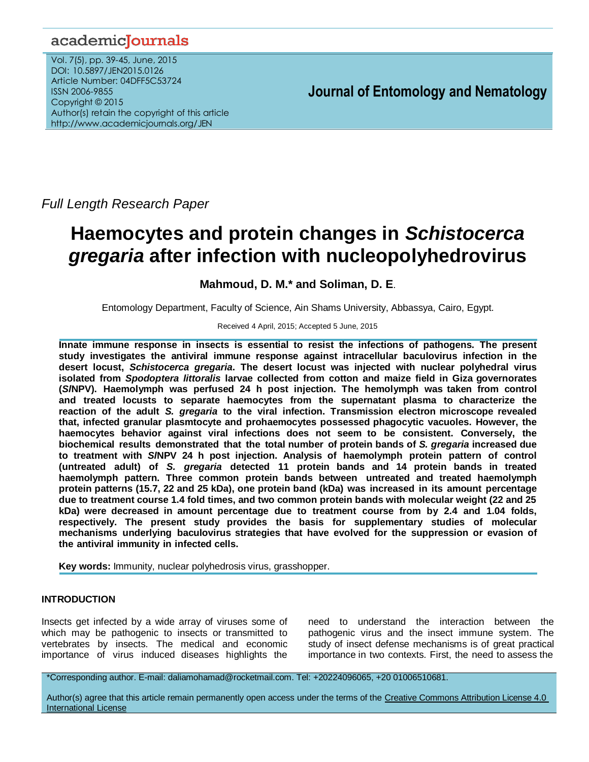Full Length Research Paper

# Haemocytes and protein changes in *Schistocerca gregaria* after infection with nucleopolyhedrovirus

**Mahmoud, D. M.\* and Soliman, D. E**.

Entomology Department, Faculty of Science, Ain Shams University, Abbassya, Cairo, Egypt.

Received 4 April, 2015; Accepted 5 June, 2015

**Innate immune response in insects is essential to resist the infections of pathogens. The present study investigates the antiviral immune response against intracellular baculovirus infection in the desert locust, *Schistocerca gregaria*. The desert locust was injected with nuclear polyhedral virus isolated from *Spodoptera littoralis* larvae collected from cotton and maize field in Giza governorates (*Sl*NPV). Haemolymph was perfused 24 h post injection. The hemolymph was taken from control and treated locusts to separate haemocytes from the supernatant plasma to characterize the reaction of the adult *S. gregaria* to the viral infection. Transmission electron microscope revealed that, infected granular plasmtocyte and prohaemocytes possessed phagocytic vacuoles. However, the haemocytes behavior against viral infections does not seem to be consistent. Conversely, the biochemical results demonstrated that the total number of protein bands of *S. gregaria* increased due to treatment with *Sl*NPV 24 h post injection. Analysis of haemolymph protein pattern of control (untreated adult) of *S. gregaria* detected 11 protein bands and 14 protein bands in treated haemolymph pattern. Three common protein bands between untreated and treated haemolymph protein patterns (15.7, 22 and 25 kDa), one protein band (kDa) was increased in its amount percentage due to treatment course 1.4 fold times, and two common protein bands with molecular weight (22 and 25 kDa) were decreased in amount percentage due to treatment course from by 2.4 and 1.04 folds, respectively. The present study provides the basis for supplementary studies of molecular mechanisms underlying baculovirus strategies that have evolved for the suppression or evasion of the antiviral immunity in infected cells.**

**Key words:** Immunity, nuclear polyhedrosis virus, grasshopper.

## INTRODUCTION

Insects get infected by a wide array of viruses some of which may be pathogenic to insects or transmitted to vertebrates by insects. The medical and economic importance of virus induced diseases highlights the need to understand the interaction between the pathogenic virus and the insect immune system. The study of insect defense mechanisms is of great practical importance in two contexts. First, the need to assess the

\*Corresponding author. E-mail: daliamohamad@rocketmail.com. Tel: +20224096065, +20 01006510681.

Author(s) agree that this article remain permanently open access under the terms of the Creative Commons Attribution License 4.0 International License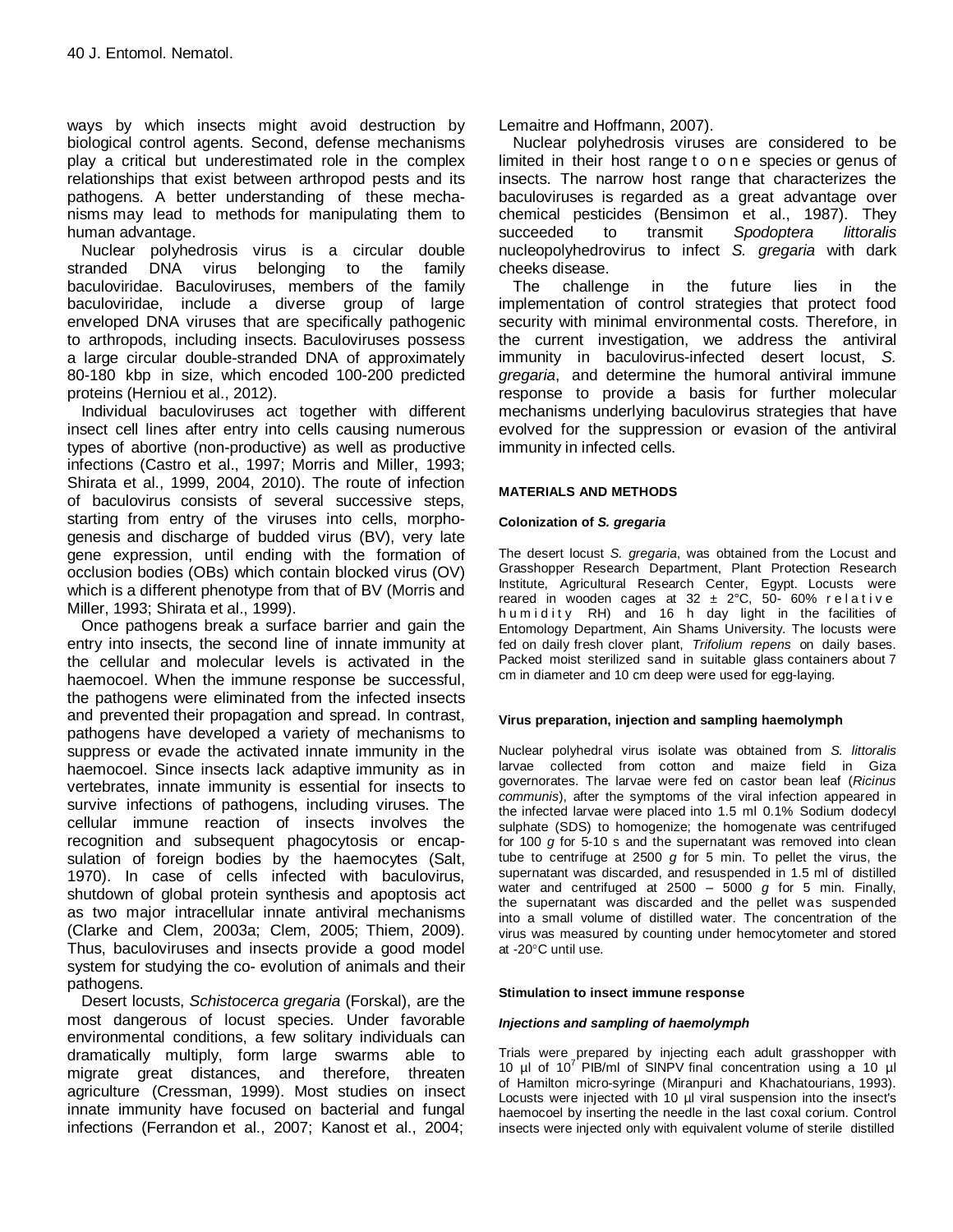ways by which insects might avoid destruction by biological control agents. Second, defense mechanisms play a critical but underestimated role in the complex relationships that exist between arthropod pests and its pathogens. A better understanding of these mechanisms may lead to methods for manipulating them to human advantage.

Nuclear polyhedrosis virus is a circular double stranded DNA virus belonging to the family baculoviridae. Baculoviruses, members of the family baculoviridae, include a diverse group of large enveloped DNA viruses that are specifically pathogenic to arthropods, including insects. Baculoviruses possess a large circular double-stranded DNA of approximately 80-180 kbp in size, which encoded 100-200 predicted proteins (Herniou et al., 2012).

Individual baculoviruses act together with different insect cell lines after entry into cells causing numerous types of abortive (non-productive) as well as productive infections (Castro et al., 1997; Morris and Miller, 1993; Shirata et al., 1999, 2004, 2010). The route of infection of baculovirus consists of several successive steps, starting from entry of the viruses into cells, morphogenesis and discharge of budded virus (BV), very late gene expression, until ending with the formation of occlusion bodies (OBs) which contain blocked virus (OV) which is a different phenotype from that of BV (Morris and Miller, 1993; Shirata et al., 1999).

Once pathogens break a surface barrier and gain the entry into insects, the second line of innate immunity at the cellular and molecular levels is activated in the haemocoel. When the immune response be successful, the pathogens were eliminated from the infected insects and prevented their propagation and spread. In contrast, pathogens have developed a variety of mechanisms to suppress or evade the activated innate immunity in the haemocoel. Since insects lack adaptive immunity as in vertebrates, innate immunity is essential for insects to survive infections of pathogens, including viruses. The cellular immune reaction of insects involves the recognition and subsequent phagocytosis or encapsulation of foreign bodies by the haemocytes (Salt, 1970). In case of cells infected with baculovirus, shutdown of global protein synthesis and apoptosis act as two major intracellular innate antiviral mechanisms (Clarke and Clem, 2003a; Clem, 2005; Thiem, 2009). Thus, baculoviruses and insects provide a good model system for studying the co- evolution of animals and their pathogens.

Desert locusts, *Schistocerca gregaria* (Forskal), are the most dangerous of locust species. Under favorable environmental conditions, a few solitary individuals can dramatically multiply, form large swarms able to migrate great distances, and therefore, threaten agriculture (Cressman, 1999). Most studies on insect innate immunity have focused on bacterial and fungal infections (Ferrandon et al., 2007; Kanost et al., 2004; Lemaitre and Hoffmann, 2007).

Nuclear polyhedrosis viruses are considered to be limited in their host range to one species or genus of insects. The narrow host range that characterizes the baculoviruses is regarded as a great advantage over chemical pesticides (Bensimon et al., 1987). They succeeded to transmit *Spodoptera littoralis* nucleopolyhedrovirus to infect *S. gregaria* with dark cheeks disease.

The challenge in the future lies in the implementation of control strategies that protect food security with minimal environmental costs. Therefore, in the current investigation, we address the antiviral immunity in baculovirus-infected desert locust, *S. gregaria*, and determine the humoral antiviral immune response to provide a basis for further molecular mechanisms underlying baculovirus strategies that have evolved for the suppression or evasion of the antiviral immunity in infected cells.

## MATERIALS AND METHODS

### Colonization of *S. gregaria*

The desert locust *S. gregaria*, was obtained from the Locust and Grasshopper Research Department, Plant Protection Research Institute, Agricultural Research Center, Egypt. Locusts were reared in wooden cages at 32 ± 2°C, 50- 60% relative humidity RH) and 16 h day light in the facilities of Entomology Department, Ain Shams University. The locusts were fed on daily fresh clover plant, *Trifolium repens* on daily bases. Packed moist sterilized sand in suitable glass containers about 7 cm in diameter and 10 cm deep were used for egg-laying.

### Virus preparation, injection and sampling haemolymph

Nuclear polyhedral virus isolate was obtained from *S. littoralis* larvae collected from cotton and maize field in Giza governorates. The larvae were fed on castor bean leaf (*Ricinus communis*), after the symptoms of the viral infection appeared in the infected larvae were placed into 1.5 ml 0.1% Sodium dodecyl sulphate (SDS) to homogenize; the homogenate was centrifuged for 100 *g* for 5-10 s and the supernatant was removed into clean tube to centrifuge at 2500 *g* for 5 min. To pellet the virus, the supernatant was discarded, and resuspended in 1.5 ml of distilled water and centrifuged at 2500 – 5000 *g* for 5 min. Finally, the supernatant was discarded and the pellet was suspended into a small volume of distilled water. The concentration of the virus was measured by counting under hemocytometer and stored at -20°C until use.

### Stimulation to insect immune response

#### *Injections and sampling of haemolymph*

Trials were prepared by injecting each adult grasshopper with 10 µl of $10^7$ PIB/ml of SINPV final concentration using a 10 µl of Hamilton micro-syringe (Miranpuri and Khachatourians, 1993). Locusts were injected with 10 µl viral suspension into the insect's haemocoel by inserting the needle in the last coxal corium. Control insects were injected only with equivalent volume of sterile distilled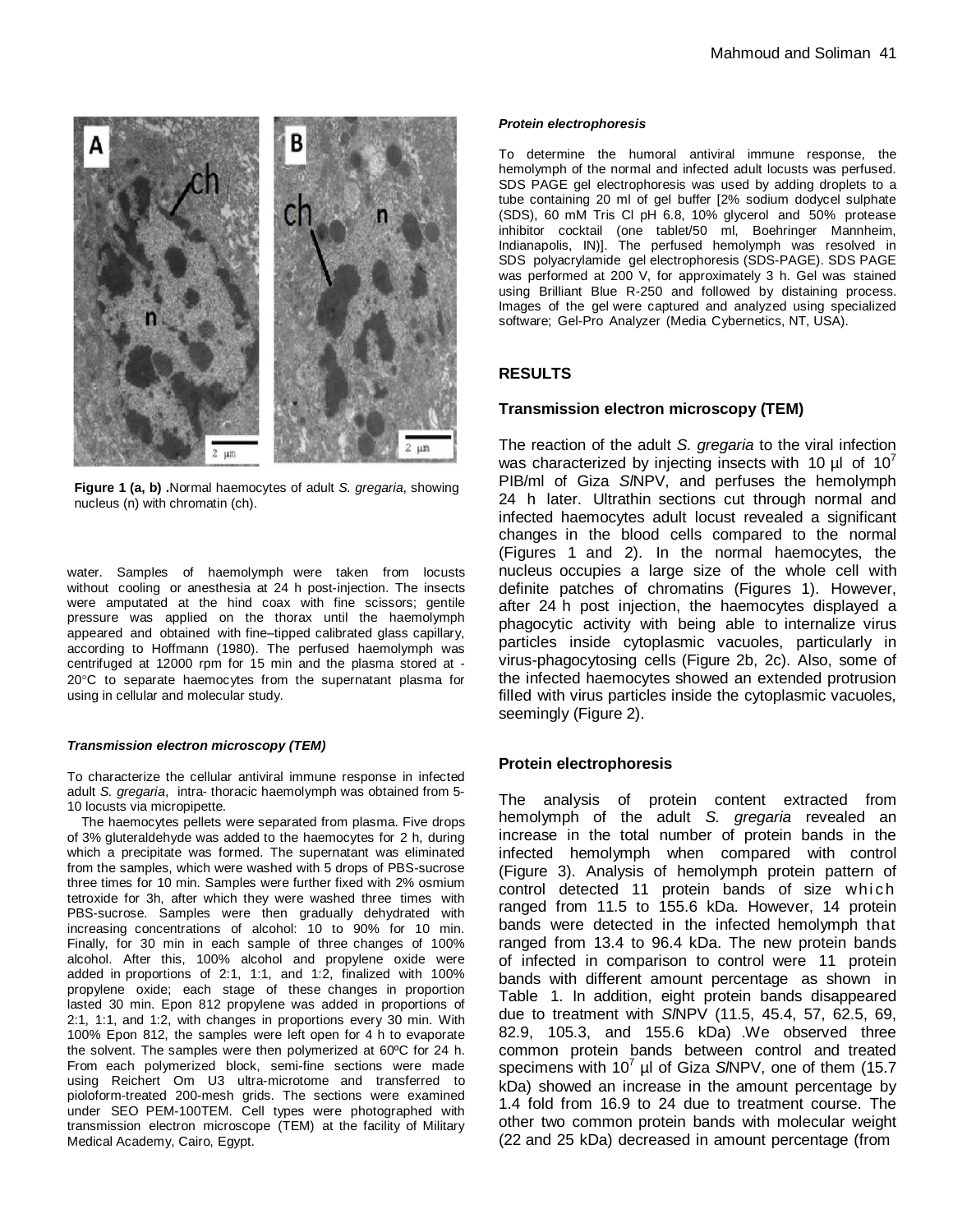**Figure 1 (a, b) .**Normal haemocytes of adult *S. gregaria*, showing nucleus (n) with chromatin (ch).

water. Samples of haemolymph were taken from locusts without cooling or anesthesia at 24 h post-injection. The insects were amputated at the hind coax with fine scissors; gentile pressure was applied on the thorax until the haemolymph appeared and obtained with fine–tipped calibrated glass capillary, according to Hoffmann (1980). The perfused haemolymph was centrifuged at 12000 rpm for 15 min and the plasma stored at -20°C to separate haemocytes from the supernatant plasma for using in cellular and molecular study.

#### *Transmission electron microscopy (TEM)*

To characterize the cellular antiviral immune response in infected adult *S. gregaria*, intra- thoracic haemolymph was obtained from 5-10 locusts via micropipette.

The haemocytes pellets were separated from plasma. Five drops of 3% gluteraldehyde was added to the haemocytes for 2 h, during which a precipitate was formed. The supernatant was eliminated from the samples, which were washed with 5 drops of PBS-sucrose three times for 10 min. Samples were further fixed with 2% osmium tetroxide for 3h, after which they were washed three times with PBS-sucrose. Samples were then gradually dehydrated with increasing concentrations of alcohol: 10 to 90% for 10 min. Finally, for 30 min in each sample of three changes of 100% alcohol. After this, 100% alcohol and propylene oxide were added in proportions of 2:1, 1:1, and 1:2, finalized with 100% propylene oxide; each stage of these changes in proportion lasted 30 min. Epon 812 propylene was added in proportions of 2:1, 1:1, and 1:2, with changes in proportions every 30 min. With 100% Epon 812, the samples were left open for 4 h to evaporate the solvent. The samples were then polymerized at 60ºC for 24 h. From each polymerized block, semi-fine sections were made using Reichert Om U3 ultra-microtome and transferred to pioloform-treated 200-mesh grids. The sections were examined under SEO PEM-100TEM. Cell types were photographed with transmission electron microscope (TEM) at the facility of Military Medical Academy, Cairo, Egypt.

#### *Protein electrophoresis*

To determine the humoral antiviral immune response, the hemolymph of the normal and infected adult locusts was perfused. SDS PAGE gel electrophoresis was used by adding droplets to a tube containing 20 ml of gel buffer [2% sodium dodycel sulphate (SDS), 60 mM Tris Cl pH 6.8, 10% glycerol and 50% protease inhibitor cocktail (one tablet/50 ml, Boehringer Mannheim, Indianapolis, IN)]. The perfused hemolymph was resolved in SDS polyacrylamide gel electrophoresis (SDS-PAGE). SDS PAGE was performed at 200 V, for approximately 3 h. Gel was stained using Brilliant Blue R-250 and followed by distaining process. Images of the gel were captured and analyzed using specialized software; Gel-Pro Analyzer (Media Cybernetics, NT, USA).

## RESULTS

### Transmission electron microscopy (TEM)

The reaction of the adult *S. gregaria* to the viral infection was characterized by injecting insects with 10 µl of $10^7$ PIB/ml of Giza *Sl*NPV, and perfuses the hemolymph 24 h later. Ultrathin sections cut through normal and infected haemocytes adult locust revealed a significant changes in the blood cells compared to the normal (Figures 1 and 2). In the normal haemocytes, the nucleus occupies a large size of the whole cell with definite patches of chromatins (Figures 1). However, after 24 h post injection, the haemocytes displayed a phagocytic activity with being able to internalize virus particles inside cytoplasmic vacuoles, particularly in virus-phagocytosing cells (Figure 2b, 2c). Also, some of the infected haemocytes showed an extended protrusion filled with virus particles inside the cytoplasmic vacuoles, seemingly (Figure 2).

### Protein electrophoresis

The analysis of protein content extracted from hemolymph of the adult *S. gregaria* revealed an increase in the total number of protein bands in the infected hemolymph when compared with control (Figure 3). Analysis of hemolymph protein pattern of control detected 11 protein bands of size which ranged from 11.5 to 155.6 kDa. However, 14 protein bands were detected in the infected hemolymph that ranged from 13.4 to 96.4 kDa. The new protein bands of infected in comparison to control were 11 protein bands with different amount percentage as shown in Table 1. In addition, eight protein bands disappeared due to treatment with *Sl*NPV (11.5, 45.4, 57, 62.5, 69, 82.9, 105.3, and 155.6 kDa) .We observed three common protein bands between control and treated specimens with $10^7$ µl of Giza *Sl*NPV, one of them (15.7 kDa) showed an increase in the amount percentage by 1.4 fold from 16.9 to 24 due to treatment course. The other two common protein bands with molecular weight (22 and 25 kDa) decreased in amount percentage (from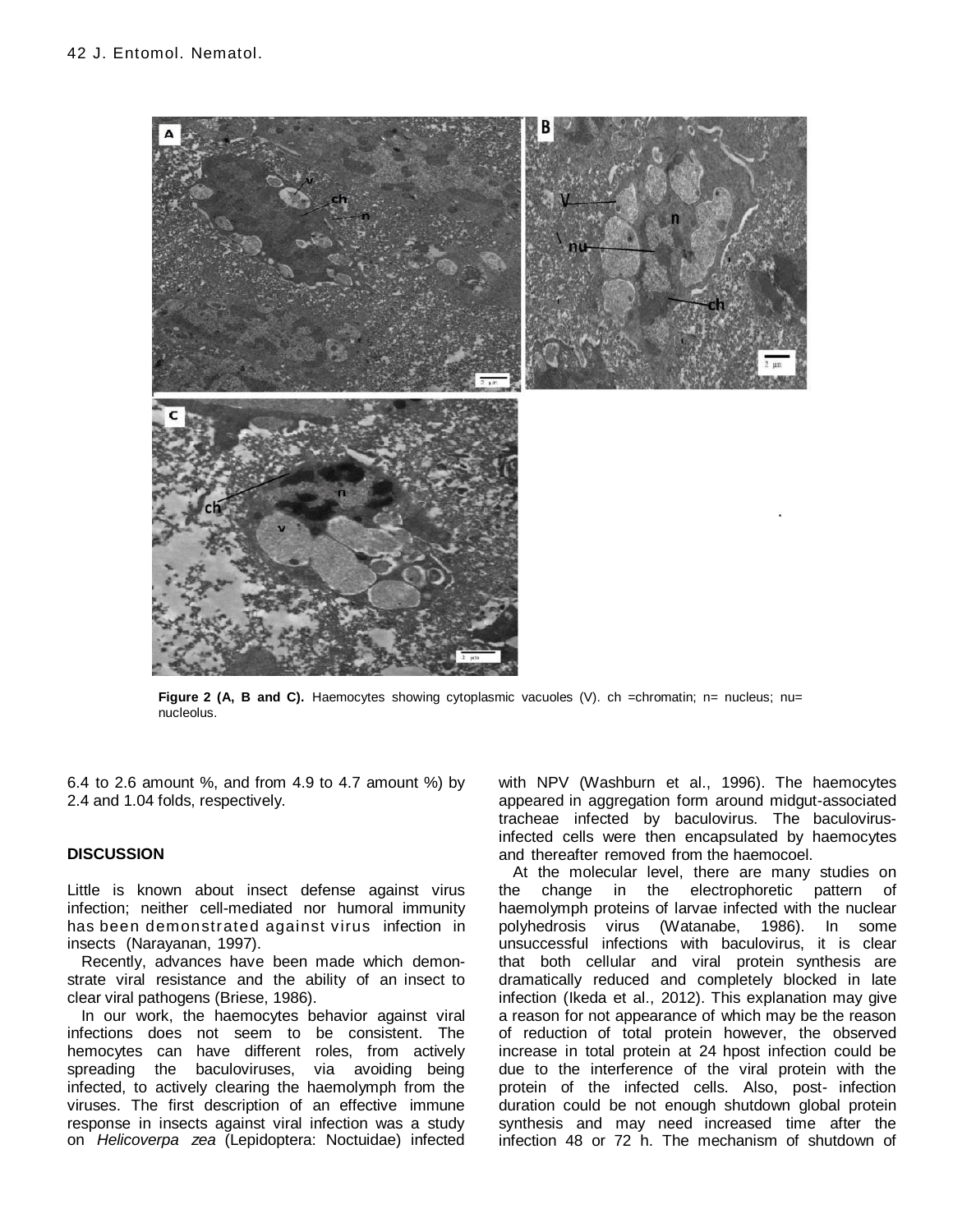**Figure 2 (A, B and C).** Haemocytes showing cytoplasmic vacuoles (V). ch =chromatin; n= nucleus; nu= nucleolus.

6.4 to 2.6 amount %, and from 4.9 to 4.7 amount %) by 2.4 and 1.04 folds, respectively.

## DISCUSSION

Little is known about insect defense against virus infection; neither cell-mediated nor humoral immunity has been demonstrated against virus infection in insects (Narayanan, 1997).

Recently, advances have been made which demonstrate viral resistance and the ability of an insect to clear viral pathogens (Briese, 1986).

In our work, the haemocytes behavior against viral infections does not seem to be consistent. The hemocytes can have different roles, from actively spreading the baculoviruses, via avoiding being infected, to actively clearing the haemolymph from the viruses. The first description of an effective immune response in insects against viral infection was a study on *Helicoverpa zea* (Lepidoptera: Noctuidae) infected with NPV (Washburn et al., 1996). The haemocytes appeared in aggregation form around midgut-associated tracheae infected by baculovirus. The baculovirus-infected cells were then encapsulated by haemocytes and thereafter removed from the haemocoel.

At the molecular level, there are many studies on the change in the electrophoretic pattern of haemolymph proteins of larvae infected with the nuclear polyhedrosis virus (Watanabe, 1986). In some unsuccessful infections with baculovirus, it is clear that both cellular and viral protein synthesis are dramatically reduced and completely blocked in late infection (Ikeda et al., 2012). This explanation may give a reason for not appearance of which may be the reason of reduction of total protein however, the observed increase in total protein at 24 hpost infection could be due to the interference of the viral protein with the protein of the infected cells. Also, post- infection duration could be not enough shutdown global protein synthesis and may need increased time after the infection 48 or 72 h. The mechanism of shutdown of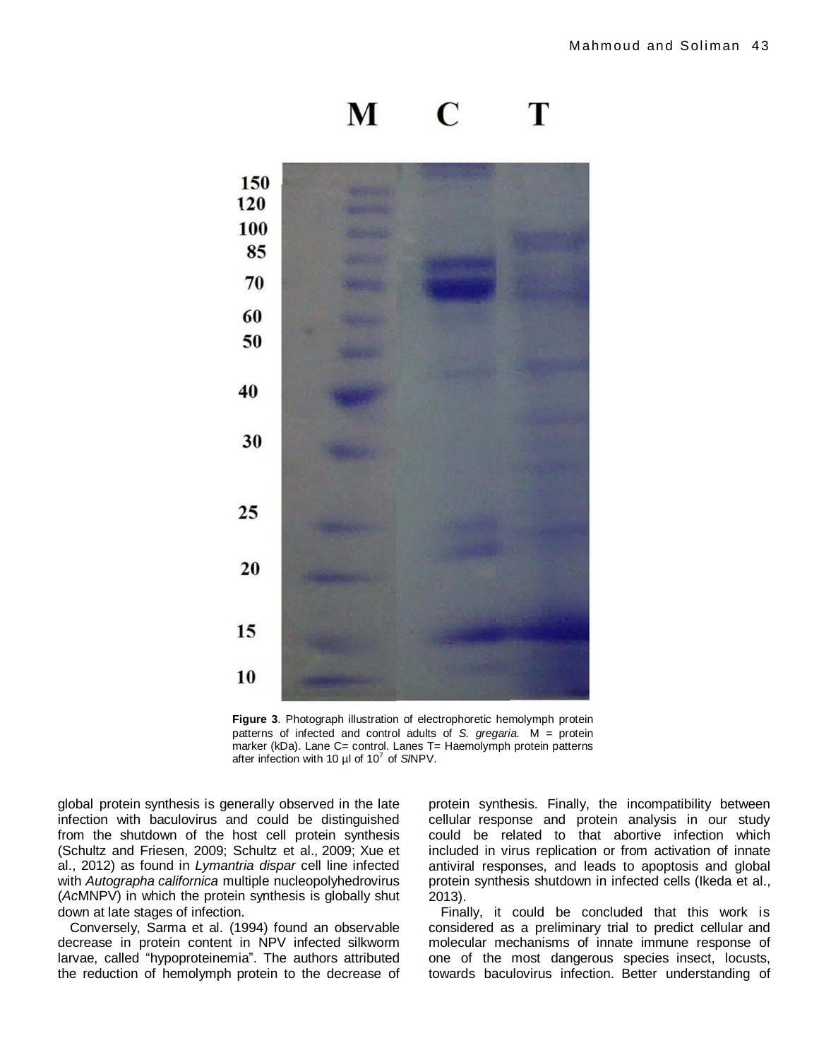**Figure 3**. Photograph illustration of electrophoretic hemolymph protein patterns of infected and control adults of *S. gregaria*. M = protein marker (kDa). Lane C= control. Lanes T= Haemolymph protein patterns after infection with 10 µl of $10^7$ of *Sl*NPV.

global protein synthesis is generally observed in the late infection with baculovirus and could be distinguished from the shutdown of the host cell protein synthesis (Schultz and Friesen, 2009; Schultz et al., 2009; Xue et al., 2012) as found in *Lymantria dispar* cell line infected with *Autographa californica* multiple nucleopolyhedrovirus (*Ac*MNPV) in which the protein synthesis is globally shut down at late stages of infection.

Conversely, Sarma et al. (1994) found an observable decrease in protein content in NPV infected silkworm larvae, called "hypoproteinemia". The authors attributed the reduction of hemolymph protein to the decrease of protein synthesis. Finally, the incompatibility between cellular response and protein analysis in our study could be related to that abortive infection which included in virus replication or from activation of innate antiviral responses, and leads to apoptosis and global protein synthesis shutdown in infected cells (Ikeda et al., 2013).

Finally, it could be concluded that this work is considered as a preliminary trial to predict cellular and molecular mechanisms of innate immune response of one of the most dangerous species insect, locusts, towards baculovirus infection. Better understanding of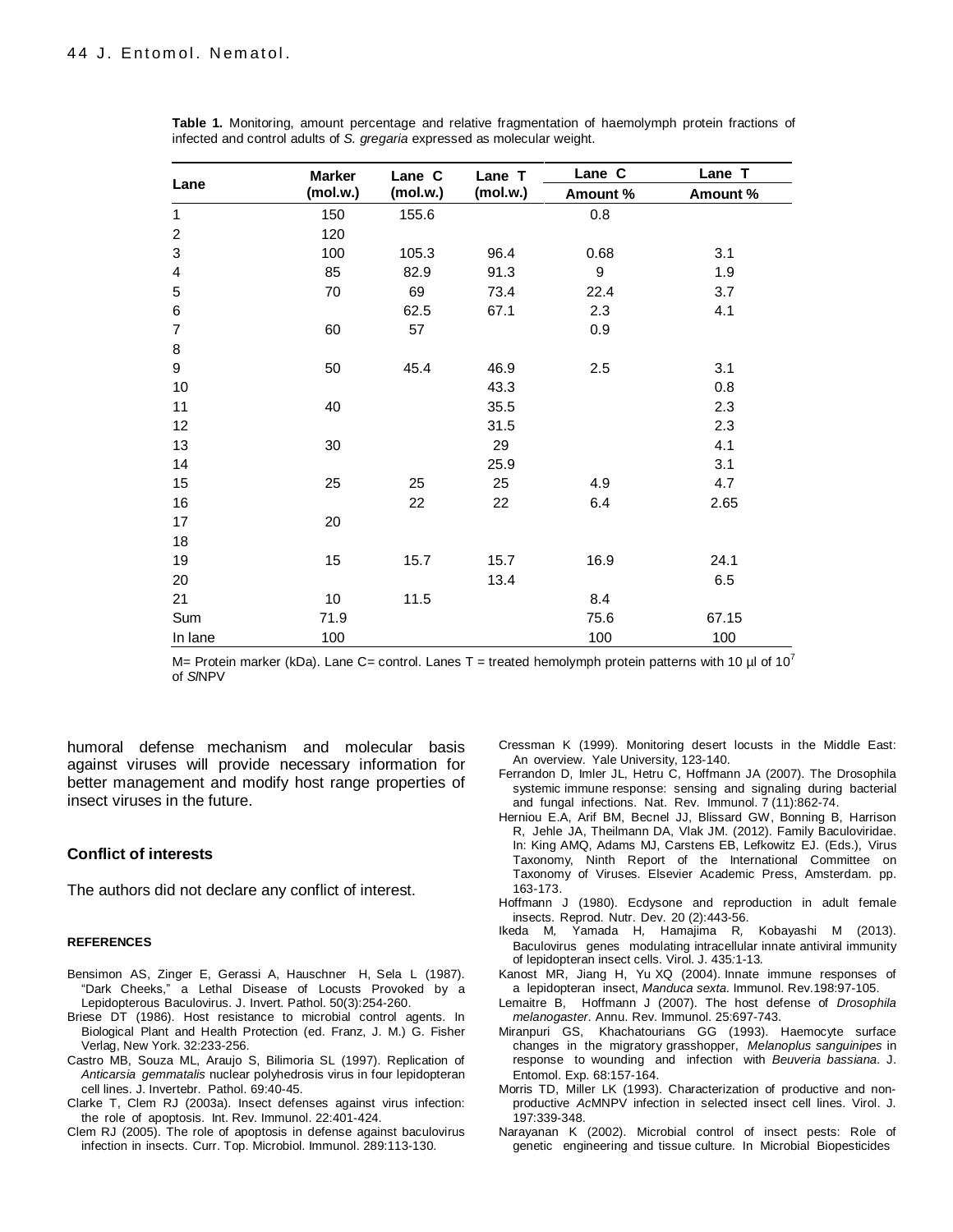**Table 1.** Monitoring, amount percentage and relative fragmentation of haemolymph protein fractions of infected and control adults of *S. gregaria* expressed as molecular weight.

| Lane | Marker (mol.w.) | Lane C (mol.w.) | Lane T (mol.w.) | Lane C Amount % | Lane T Amount % |
|---|---|---|---|---|---|
| 1 | 150 | 155.6 | | 0.8 | |
| 2 | 120 | | | | |
| 3 | 100 | 105.3 | 96.4 | 0.68 | 3.1 |
| 4 | 85 | 82.9 | 91.3 | 9 | 1.9 |
| 5 | 70 | 69 | 73.4 | 22.4 | 3.7 |
| 6 | | 62.5 | 67.1 | 2.3 | 4.1 |
| 7 | 60 | 57 | | 0.9 | |
| 8 | | | | | |
| 9 | 50 | 45.4 | 46.9 | 2.5 | 3.1 |
| 10 | | | 43.3 | | 0.8 |
| 11 | 40 | | 35.5 | | 2.3 |
| 12 | | | 31.5 | | 2.3 |
| 13 | 30 | | 29 | | 4.1 |
| 14 | | | 25.9 | | 3.1 |
| 15 | 25 | 25 | 25 | 4.9 | 4.7 |
| 16 | | 22 | 22 | 6.4 | 2.65 |
| 17 | 20 | | | | |
| 18 | | | | | |
| 19 | 15 | 15.7 | 15.7 | 16.9 | 24.1 |
| 20 | | | 13.4 | | 6.5 |
| 21 | 10 | 11.5 | | 8.4 | |
| Sum | 71.9 | | | 75.6 | 67.15 |
| In lane | 100 | | | 100 | 100 |

M= Protein marker (kDa). Lane C= control. Lanes T = treated hemolymph protein patterns with 10 µl of $10^7$ of *Sl*NPV

humoral defense mechanism and molecular basis against viruses will provide necessary information for better management and modify host range properties of insect viruses in the future.

## Conflict of interests

The authors did not declare any conflict of interest.

## REFERENCES

Bensimon AS, Zinger E, Gerassi A, Hauschner H, Sela L (1987). "Dark Cheeks," a Lethal Disease of Locusts Provoked by a Lepidopterous Baculovirus. J. Invert. Pathol. 50(3):254-260.

Briese DT (1986). Host resistance to microbial control agents. In Biological Plant and Health Protection (ed. Franz, J. M.) G. Fisher Verlag, New York. 32:233-256.

Castro MB, Souza ML, Araujo S, Bilimoria SL (1997). Replication of *Anticarsia gemmatalis* nuclear polyhedrosis virus in four lepidopteran cell lines. J. Invertebr. Pathol. 69:40-45.

Clarke T, Clem RJ (2003a). Insect defenses against virus infection: the role of apoptosis. Int. Rev. Immunol. 22:401-424.

Clem RJ (2005). The role of apoptosis in defense against baculovirus infection in insects. Curr. Top. Microbiol. Immunol. 289:113-130.

Cressman K (1999). Monitoring desert locusts in the Middle East: An overview. Yale University, 123-140.

Ferrandon D, Imler JL, Hetru C, Hoffmann JA (2007). The Drosophila systemic immune response: sensing and signaling during bacterial and fungal infections. Nat. Rev. Immunol. 7 (11):862-74.

Herniou E.A, Arif BM, Becnel JJ, Blissard GW, Bonning B, Harrison R, Jehle JA, Theilmann DA, Vlak JM. (2012). Family Baculoviridae. In: King AMQ, Adams MJ, Carstens EB, Lefkowitz EJ. (Eds.), Virus Taxonomy, Ninth Report of the International Committee on Taxonomy of Viruses. Elsevier Academic Press, Amsterdam. pp. 163-173.

Hoffmann J (1980). Ecdysone and reproduction in adult female insects. Reprod. Nutr. Dev. 20 (2):443-56.

Ikeda M, Yamada H, Hamajima R, Kobayashi M (2013). Baculovirus genes modulating intracellular innate antiviral immunity of lepidopteran insect cells. Virol. J. 435:1-13.

Kanost MR, Jiang H, Yu XQ (2004). Innate immune responses of a lepidopteran insect, *Manduca sexta*. Immunol. Rev.198:97-105.

Lemaitre B, Hoffmann J (2007). The host defense of *Drosophila melanogaster*. Annu. Rev. Immunol. 25:697-743.

Miranpuri GS, Khachatourians GG (1993). Haemocyte surface changes in the migratory grasshopper, *Melanoplus sanguinipes* in response to wounding and infection with *Beuveria bassiana*. J. Entomol. Exp. 68:157-164.

Morris TD, Miller LK (1993). Characterization of productive and non-productive *Ac*MNPV infection in selected insect cell lines. Virol. J. 197:339-348.

Narayanan K (2002). Microbial control of insect pests: Role of genetic engineering and tissue culture. In Microbial Biopesticides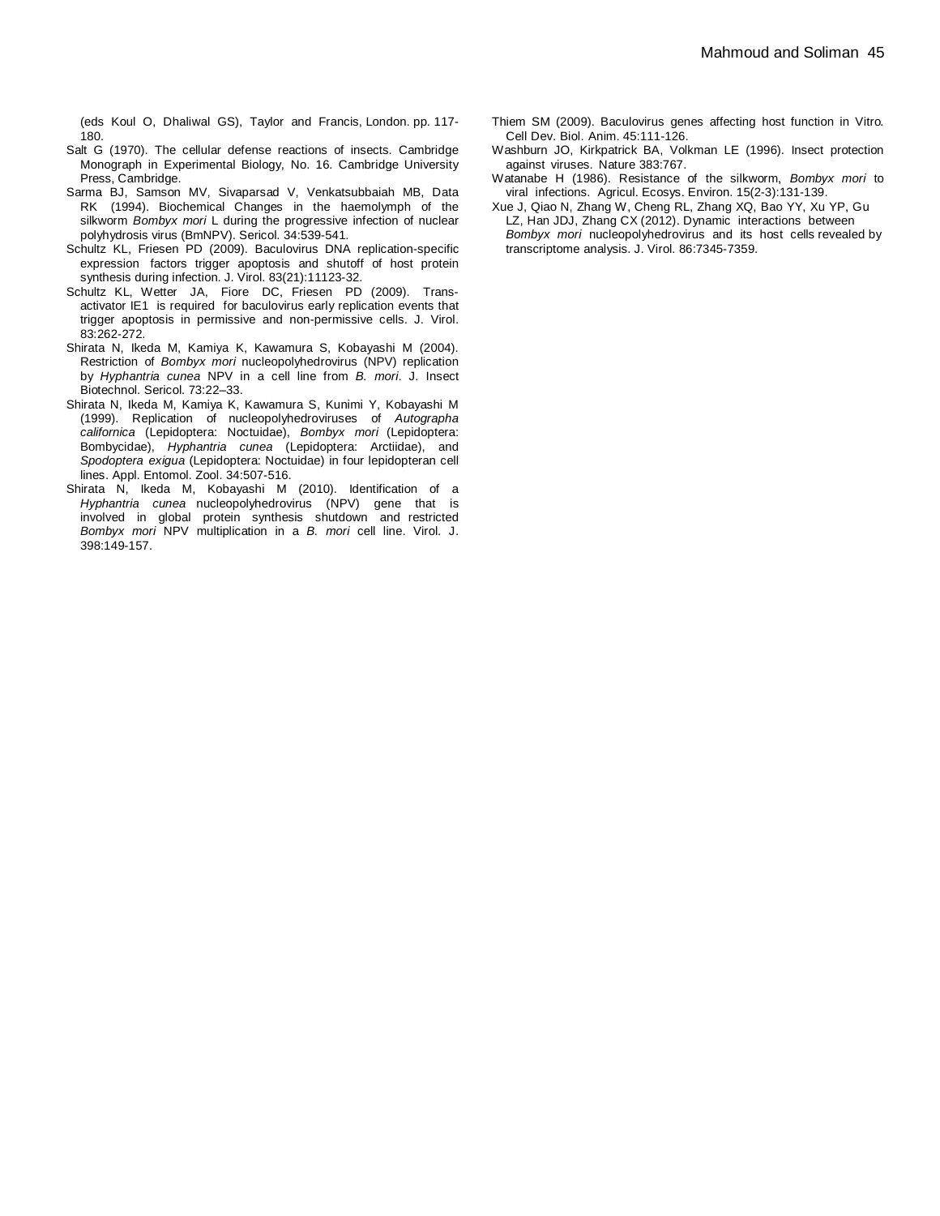(eds Koul O, Dhaliwal GS), Taylor and Francis, London. pp. 117-180.

Salt G (1970). The cellular defense reactions of insects. Cambridge Monograph in Experimental Biology, No. 16. Cambridge University Press, Cambridge.

Sarma BJ, Samson MV, Sivaparsad V, Venkatsubbaiah MB, Data RK (1994). Biochemical Changes in the haemolymph of the silkworm *Bombyx mori* L during the progressive infection of nuclear polyhydrosis virus (BmNPV). Sericol. 34:539-541.

Schultz KL, Friesen PD (2009). Baculovirus DNA replication-specific expression factors trigger apoptosis and shutoff of host protein synthesis during infection. J. Virol. 83(21):11123-32.

Schultz KL, Wetter JA, Fiore DC, Friesen PD (2009). Trans-activator IE1 is required for baculovirus early replication events that trigger apoptosis in permissive and non-permissive cells. J. Virol. 83:262-272.

Shirata N, Ikeda M, Kamiya K, Kawamura S, Kobayashi M (2004). Restriction of *Bombyx mori* nucleopolyhedrovirus (NPV) replication by *Hyphantria cunea* NPV in a cell line from *B. mori*. J. Insect Biotechnol. Sericol. 73:22–33.

Shirata N, Ikeda M, Kamiya K, Kawamura S, Kunimi Y, Kobayashi M (1999). Replication of nucleopolyhedroviruses of *Autographa californica* (Lepidoptera: Noctuidae), *Bombyx mori* (Lepidoptera: Bombycidae), *Hyphantria cunea* (Lepidoptera: Arctiidae), and *Spodoptera exigua* (Lepidoptera: Noctuidae) in four lepidopteran cell lines. Appl. Entomol. Zool. 34:507-516.

Shirata N, Ikeda M, Kobayashi M (2010). Identification of a *Hyphantria cunea* nucleopolyhedrovirus (NPV) gene that is involved in global protein synthesis shutdown and restricted *Bombyx mori* NPV multiplication in a *B. mori* cell line. Virol. J. 398:149-157.

Thiem SM (2009). Baculovirus genes affecting host function in Vitro. Cell Dev. Biol. Anim. 45:111-126.

Washburn JO, Kirkpatrick BA, Volkman LE (1996). Insect protection against viruses. Nature 383:767.

Watanabe H (1986). Resistance of the silkworm, *Bombyx mori* to viral infections. Agricul. Ecosys. Environ. 15(2-3):131-139.

Xue J, Qiao N, Zhang W, Cheng RL, Zhang XQ, Bao YY, Xu YP, Gu LZ, Han JDJ, Zhang CX (2012). Dynamic interactions between *Bombyx mori* nucleopolyhedrovirus and its host cells revealed by transcriptome analysis. J. Virol. 86:7345-7359.